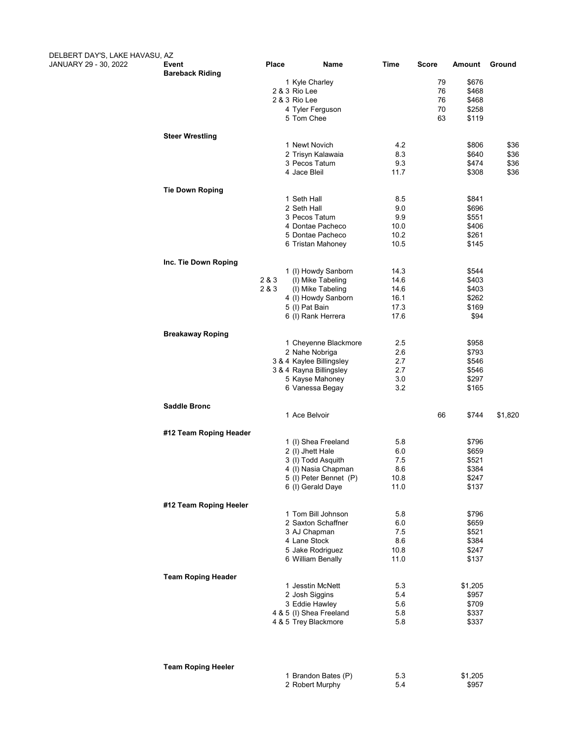DELBERT DAY'S, LAKE HAVASU, AZ
JANUARY 29 - 30, 2022

| Event | Place | Name | Time | Score | Amount | Ground |
|---|---|---|---|---|---|---|
| **Bareback Riding** | | | | | | |
| | 1 | Kyle Charley | | 79 | $676 | |
| | 2 & 3 | Rio Lee | | 76 | $468 | |
| | 2 & 3 | Rio Lee | | 76 | $468 | |
| | 4 | Tyler Ferguson | | 70 | $258 | |
| | 5 | Tom Chee | | 63 | $119 | |
| **Steer Wrestling** | | | | | | |
| | 1 | Newt Novich | 4.2 | | $806 | $36 |
| | 2 | Trisyn Kalawaia | 8.3 | | $640 | $36 |
| | 3 | Pecos Tatum | 9.3 | | $474 | $36 |
| | 4 | Jace Bleil | 11.7 | | $308 | $36 |
| **Tie Down Roping** | | | | | | |
| | 1 | Seth Hall | 8.5 | | $841 | |
| | 2 | Seth Hall | 9.0 | | $696 | |
| | 3 | Pecos Tatum | 9.9 | | $551 | |
| | 4 | Dontae Pacheco | 10.0 | | $406 | |
| | 5 | Dontae Pacheco | 10.2 | | $261 | |
| | 6 | Tristan Mahoney | 10.5 | | $145 | |
| **Inc. Tie Down Roping** | | | | | | |
| | 1 | (I) Howdy Sanborn | 14.3 | | $544 | |
| | 2 & 3 | (I) Mike Tabeling | 14.6 | | $403 | |
| | 2 & 3 | (I) Mike Tabeling | 14.6 | | $403 | |
| | 4 | (I) Howdy Sanborn | 16.1 | | $262 | |
| | 5 | (I) Pat Bain | 17.3 | | $169 | |
| | 6 | (I) Rank Herrera | 17.6 | | $94 | |
| **Breakaway Roping** | | | | | | |
| | 1 | Cheyenne Blackmore | 2.5 | | $958 | |
| | 2 | Nahe Nobriga | 2.6 | | $793 | |
| | 3 & 4 | Kaylee Billingsley | 2.7 | | $546 | |
| | 3 & 4 | Rayna Billingsley | 2.7 | | $546 | |
| | 5 | Kayse Mahoney | 3.0 | | $297 | |
| | 6 | Vanessa Begay | 3.2 | | $165 | |
| **Saddle Bronc** | | | | | | |
| | 1 | Ace Belvoir | | 66 | $744 | $1,820 |
| **#12 Team Roping Header** | | | | | | |
| | 1 | (I) Shea Freeland | 5.8 | | $796 | |
| | 2 | (I) Jhett Hale | 6.0 | | $659 | |
| | 3 | (I) Todd Asquith | 7.5 | | $521 | |
| | 4 | (I) Nasia Chapman | 8.6 | | $384 | |
| | 5 | (I) Peter Bennet (P) | 10.8 | | $247 | |
| | 6 | (I) Gerald Daye | 11.0 | | $137 | |
| **#12 Team Roping Heeler** | | | | | | |
| | 1 | Tom Bill Johnson | 5.8 | | $796 | |
| | 2 | Saxton Schaffner | 6.0 | | $659 | |
| | 3 | AJ Chapman | 7.5 | | $521 | |
| | 4 | Lane Stock | 8.6 | | $384 | |
| | 5 | Jake Rodriguez | 10.8 | | $247 | |
| | 6 | William Benally | 11.0 | | $137 | |
| **Team Roping Header** | | | | | | |
| | 1 | Jesstin McNett | 5.3 | | $1,205 | |
| | 2 | Josh Siggins | 5.4 | | $957 | |
| | 3 | Eddie Hawley | 5.6 | | $709 | |
| | 4 & 5 | (I) Shea Freeland | 5.8 | | $337 | |
| | 4 & 5 | Trey Blackmore | 5.8 | | $337 | |
| **Team Roping Heeler** | | | | | | |
| | 1 | Brandon Bates (P) | 5.3 | | $1,205 | |
| | 2 | Robert Murphy | 5.4 | | $957 | |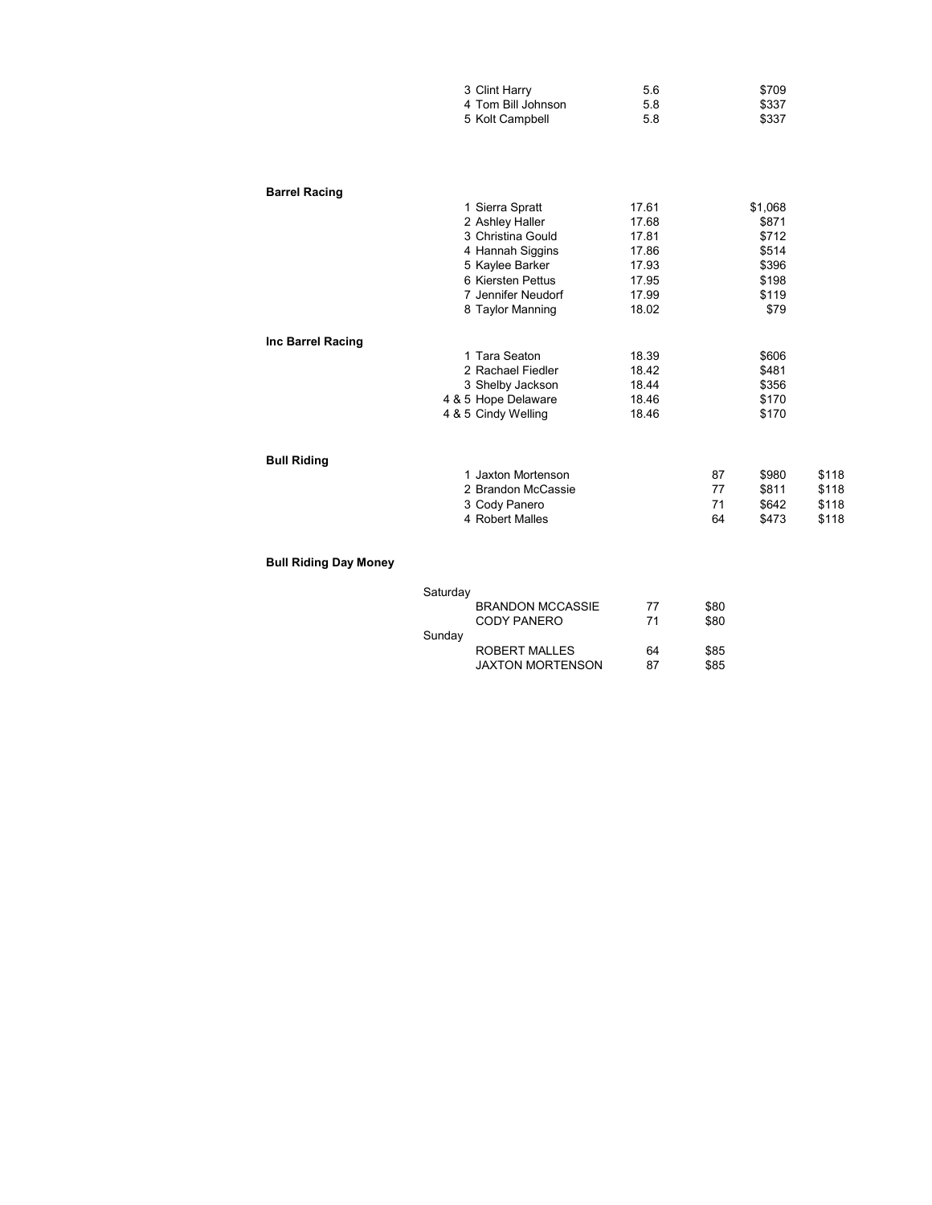| | | | | |
|---|---|---|---|---|
| 3 Clint Harry | 5.6 | | $709 | |
| 4 Tom Bill Johnson | 5.8 | | $337 | |
| 5 Kolt Campbell | 5.8 | | $337 | |

**Barrel Racing**

| | | | |
|---|---|---|---|
| 1 Sierra Spratt | 17.61 | | $1,068 |
| 2 Ashley Haller | 17.68 | | $871 |
| 3 Christina Gould | 17.81 | | $712 |
| 4 Hannah Siggins | 17.86 | | $514 |
| 5 Kaylee Barker | 17.93 | | $396 |
| 6 Kiersten Pettus | 17.95 | | $198 |
| 7 Jennifer Neudorf | 17.99 | | $119 |
| 8 Taylor Manning | 18.02 | | $79 |

**Inc Barrel Racing**

| | | | |
|---|---|---|---|
| 1 Tara Seaton | 18.39 | | $606 |
| 2 Rachael Fiedler | 18.42 | | $481 |
| 3 Shelby Jackson | 18.44 | | $356 |
| 4 & 5 Hope Delaware | 18.46 | | $170 |
| 4 & 5 Cindy Welling | 18.46 | | $170 |

**Bull Riding**

| | | | | |
|---|---|---|---|---|
| 1 Jaxton Mortenson | | 87 | $980 | $118 |
| 2 Brandon McCassie | | 77 | $811 | $118 |
| 3 Cody Panero | | 71 | $642 | $118 |
| 4 Robert Malles | | 64 | $473 | $118 |

**Bull Riding Day Money**

| | | | |
|---|---|---|---|
| Saturday | | | |
| | BRANDON MCCASSIE | 77 | $80 |
| | CODY PANERO | 71 | $80 |
| Sunday | | | |
| | ROBERT MALLES | 64 | $85 |
| | JAXTON MORTENSON | 87 | $85 |